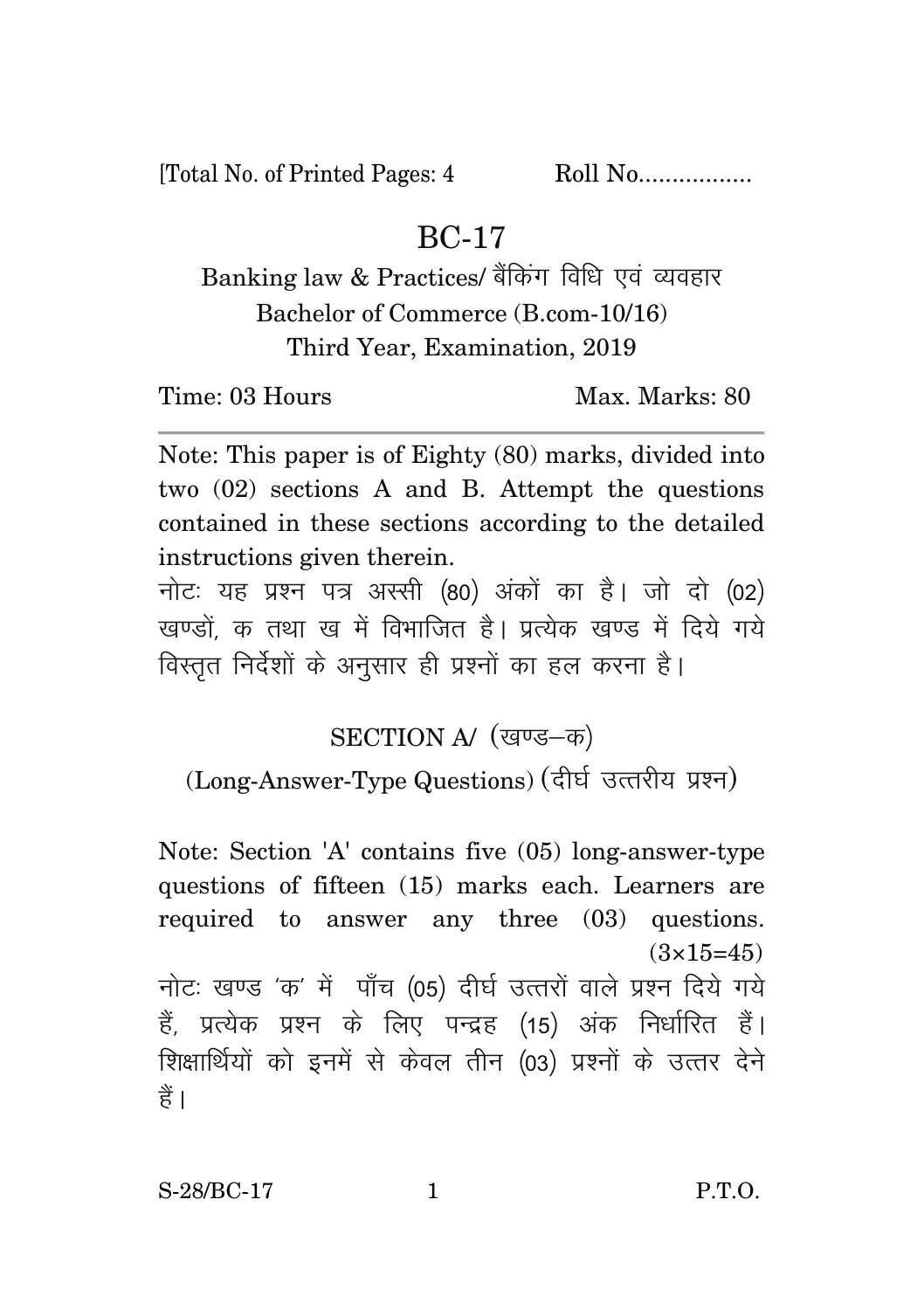[Total No. of Printed Pages: 4 Roll No.................

# BC-17

## Banking law & Practices/ बैंकिंग विधि एवं व्यवहार

Bachelor of Commerce (B.com-10/16)

Third Year, Examination, 2019

Time: 03 Hours Max. Marks: 80

---

Note: This paper is of Eighty (80) marks, divided into two (02) sections A and B. Attempt the questions contained in these sections according to the detailed instructions given therein.

नोटः यह प्रश्न पत्र अस्सी (80) अंकों का है। जो दो (02) खण्डों, क तथा ख में विभाजित है। प्रत्येक खण्ड में दिये गये विस्तृत निर्देशों के अनुसार ही प्रश्नों का हल करना है।

### SECTION A/ (खण्ड–क)

### (Long-Answer-Type Questions) (दीर्घ उत्तरीय प्रश्न)

Note: Section 'A' contains five (05) long-answer-type questions of fifteen (15) marks each. Learners are required to answer any three (03) questions. (3×15=45)

नोटः खण्ड 'क' में पाँच (05) दीर्घ उत्तरों वाले प्रश्न दिये गये हैं, प्रत्येक प्रश्न के लिए पन्द्रह (15) अंक निर्धारित हैं। शिक्षार्थियों को इनमें से केवल तीन (03) प्रश्नों के उत्तर देने हैं।

S-28/BC-17 P.T.O.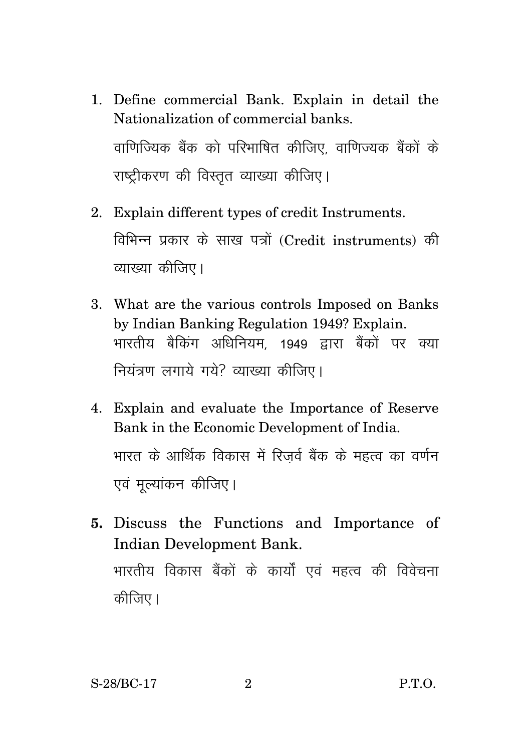1. Define commercial Bank. Explain in detail the Nationalization of commercial banks.

   वाणिज्यिक बैंक को परिभाषित कीजिए, वाणिज्यक बैंकों के राष्ट्रीकरण की विस्तृत व्याख्या कीजिए।

2. Explain different types of credit Instruments.

   विभिन्न प्रकार के साख पत्रों (Credit instruments) की व्याख्या कीजिए।

3. What are the various controls Imposed on Banks by Indian Banking Regulation 1949? Explain.

   भारतीय बैकिंग अधिनियम, 1949 द्वारा बैंकों पर क्या नियंत्रण लगाये गये? व्याख्या कीजिए।

4. Explain and evaluate the Importance of Reserve Bank in the Economic Development of India.

   भारत के आर्थिक विकास में रिज़र्व बैंक के महत्व का वर्णन एवं मूल्यांकन कीजिए।

5. Discuss the Functions and Importance of Indian Development Bank.

   भारतीय विकास बैंकों के कार्यों एवं महत्व की विवेचना कीजिए।

S-28/BC-17 P.T.O.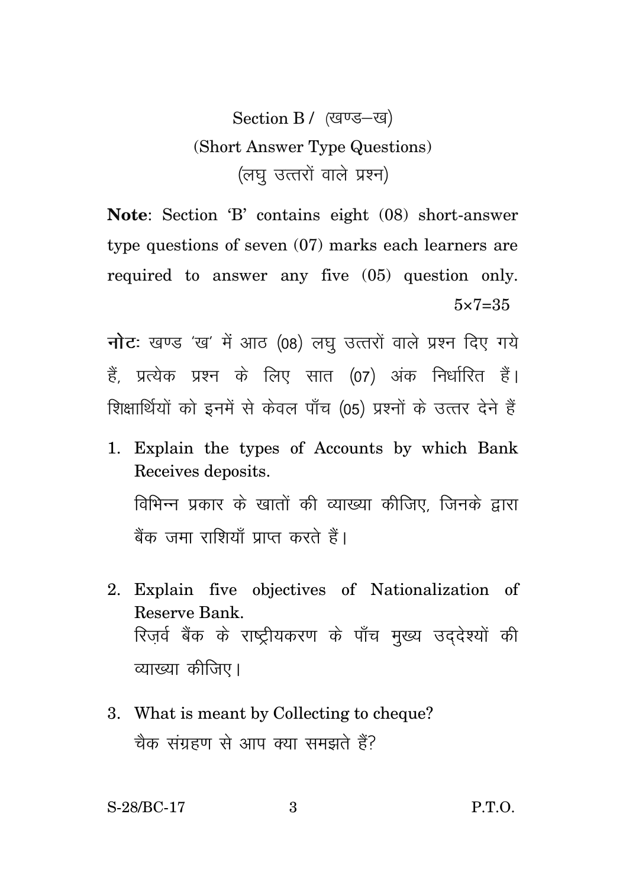## Section B / (खण्ड–ख)

### (Short Answer Type Questions)

### (लघु उत्तरों वाले प्रश्न)

**Note**: Section 'B' contains eight (08) short-answer type questions of seven (07) marks each learners are required to answer any five (05) question only. 5×7=35

**नोट**: खण्ड 'ख' में आठ (08) लघु उत्तरों वाले प्रश्न दिए गये हैं, प्रत्येक प्रश्न के लिए सात (07) अंक निर्धारित हैं। शिक्षार्थियों को इनमें से केवल पाँच (05) प्रश्नों के उत्तर देने हैं

1. Explain the types of Accounts by which Bank Receives deposits.

   विभिन्न प्रकार के खातों की व्याख्या कीजिए, जिनके द्वारा बैंक जमा राशियाँ प्राप्त करते हैं।

2. Explain five objectives of Nationalization of Reserve Bank.

   रिज़र्व बैंक के राष्ट्रीयकरण के पाँच मुख्य उद्देश्यों की व्याख्या कीजिए।

3. What is meant by Collecting to cheque?

   चैक संग्रहण से आप क्या समझते हैं?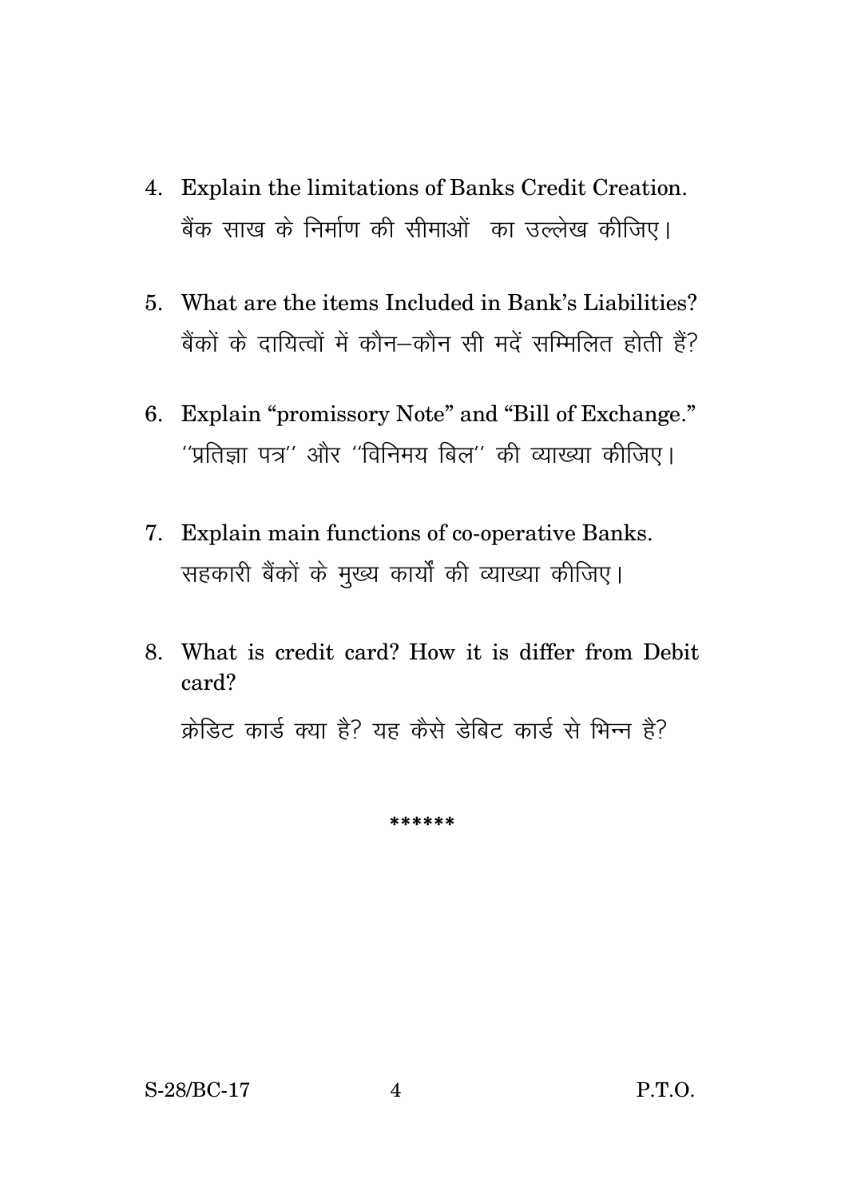4. Explain the limitations of Banks Credit Creation.

   बैंक साख के निर्माण की सीमाओं का उल्लेख कीजिए।

5. What are the items Included in Bank's Liabilities?

   बैंकों के दायित्वों में कौन–कौन सी मदें सम्मिलित होती हैं?

6. Explain "promissory Note" and "Bill of Exchange."

   ''प्रतिज्ञा पत्र'' और ''विनिमय बिल'' की व्याख्या कीजिए।

7. Explain main functions of co-operative Banks.

   सहकारी बैंकों के मुख्य कार्यों की व्याख्या कीजिए।

8. What is credit card? How it is differ from Debit card?

   क्रेडिट कार्ड क्या है? यह कैसे डेबिट कार्ड से भिन्न है?

******

S-28/BC-17

P.T.O.